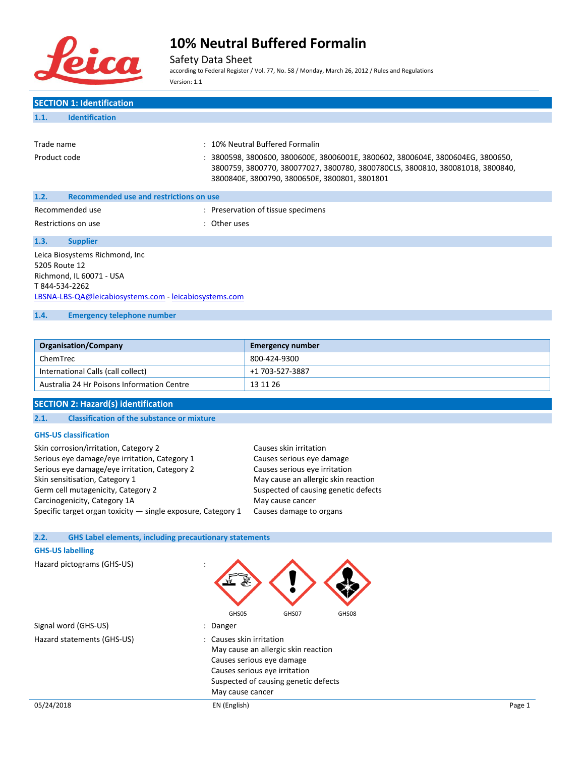# 10% Neutral Buffered Formalin

Safety Data Sheet

according to Federal Register / Vol. 77, No. 58 / Monday, March 26, 2012 / Rules and Regulations

Version: 1.1

## SECTION 1: Identification

### 1.1. Identification

| | | |
|---|---|---|
| Trade name | : | 10% Neutral Buffered Formalin |
| Product code | : | 3800598, 3800600, 3800600E, 38006001E, 3800602, 3800604E, 3800604EG, 3800650, 3800759, 3800770, 380077027, 3800780, 3800780CLS, 3800810, 380081018, 3800840, 3800840E, 3800790, 3800650E, 3800801, 3801801 |

### 1.2. Recommended use and restrictions on use

| | | |
|---|---|---|
| Recommended use | : | Preservation of tissue specimens |
| Restrictions on use | : | Other uses |

### 1.3. Supplier

Leica Biosystems Richmond, Inc
5205 Route 12
Richmond, IL 60071 - USA
T 844-534-2262
LBSNA-LBS-QA@leicabiosystems.com - leicabiosystems.com

### 1.4. Emergency telephone number

| Organisation/Company | Emergency number |
|---|---|
| ChemTrec | 800-424-9300 |
| International Calls (call collect) | +1 703-527-3887 |
| Australia 24 Hr Poisons Information Centre | 13 11 26 |

## SECTION 2: Hazard(s) identification

### 2.1. Classification of the substance or mixture

**GHS-US classification**

| | |
|---|---|
| Skin corrosion/irritation, Category 2 | Causes skin irritation |
| Serious eye damage/eye irritation, Category 1 | Causes serious eye damage |
| Serious eye damage/eye irritation, Category 2 | Causes serious eye irritation |
| Skin sensitisation, Category 1 | May cause an allergic skin reaction |
| Germ cell mutagenicity, Category 2 | Suspected of causing genetic defects |
| Carcinogenicity, Category 1A | May cause cancer |
| Specific target organ toxicity — single exposure, Category 1 | Causes damage to organs |

### 2.2. GHS Label elements, including precautionary statements

**GHS-US labelling**

Hazard pictograms (GHS-US) :

GHS05 GHS07 GHS08

Signal word (GHS-US) : Danger

Hazard statements (GHS-US) :
Causes skin irritation
May cause an allergic skin reaction
Causes serious eye damage
Causes serious eye irritation
Suspected of causing genetic defects
May cause cancer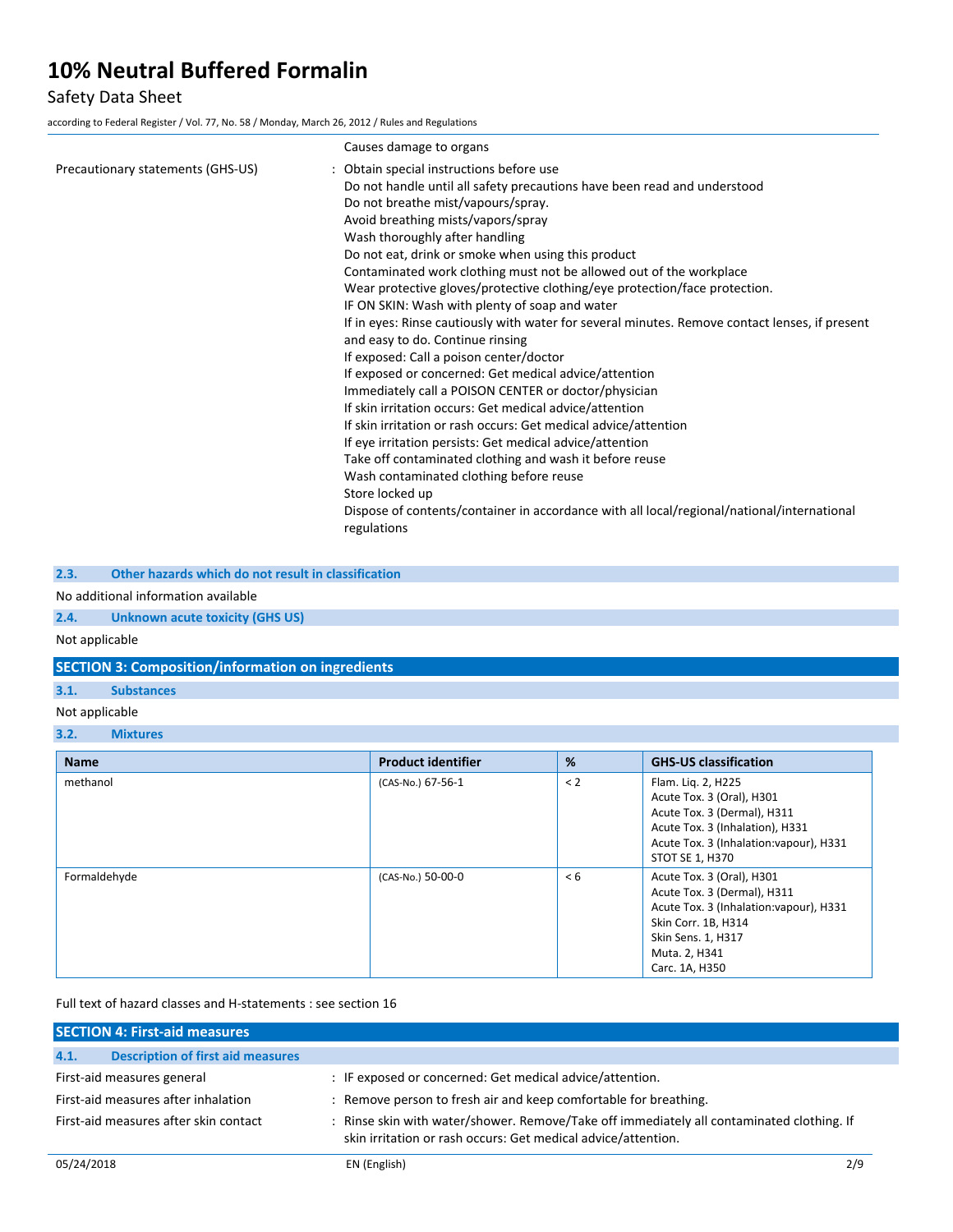| | |
|---|---|
| | Causes damage to organs |
| Precautionary statements (GHS-US) | : Obtain special instructions before use<br>Do not handle until all safety precautions have been read and understood<br>Do not breathe mist/vapours/spray.<br>Avoid breathing mists/vapors/spray<br>Wash thoroughly after handling<br>Do not eat, drink or smoke when using this product<br>Contaminated work clothing must not be allowed out of the workplace<br>Wear protective gloves/protective clothing/eye protection/face protection.<br>IF ON SKIN: Wash with plenty of soap and water<br>If in eyes: Rinse cautiously with water for several minutes. Remove contact lenses, if present and easy to do. Continue rinsing<br>If exposed: Call a poison center/doctor<br>If exposed or concerned: Get medical advice/attention<br>Immediately call a POISON CENTER or doctor/physician<br>If skin irritation occurs: Get medical advice/attention<br>If skin irritation or rash occurs: Get medical advice/attention<br>If eye irritation persists: Get medical advice/attention<br>Take off contaminated clothing and wash it before reuse<br>Wash contaminated clothing before reuse<br>Store locked up<br>Dispose of contents/container in accordance with all local/regional/national/international regulations |

### 2.3. Other hazards which do not result in classification

No additional information available

### 2.4. Unknown acute toxicity (GHS US)

Not applicable

## SECTION 3: Composition/information on ingredients

### 3.1. Substances

Not applicable

### 3.2. Mixtures

| Name | Product identifier | % | GHS-US classification |
|---|---|---|---|
| methanol | (CAS-No.) 67-56-1 | < 2 | Flam. Liq. 2, H225<br>Acute Tox. 3 (Oral), H301<br>Acute Tox. 3 (Dermal), H311<br>Acute Tox. 3 (Inhalation), H331<br>Acute Tox. 3 (Inhalation:vapour), H331<br>STOT SE 1, H370 |
| Formaldehyde | (CAS-No.) 50-00-0 | < 6 | Acute Tox. 3 (Oral), H301<br>Acute Tox. 3 (Dermal), H311<br>Acute Tox. 3 (Inhalation:vapour), H331<br>Skin Corr. 1B, H314<br>Skin Sens. 1, H317<br>Muta. 2, H341<br>Carc. 1A, H350 |

Full text of hazard classes and H-statements : see section 16

## SECTION 4: First-aid measures

### 4.1. Description of first aid measures

| | |
|---|---|
| First-aid measures general | : IF exposed or concerned: Get medical advice/attention. |
| First-aid measures after inhalation | : Remove person to fresh air and keep comfortable for breathing. |
| First-aid measures after skin contact | : Rinse skin with water/shower. Remove/Take off immediately all contaminated clothing. If skin irritation or rash occurs: Get medical advice/attention. |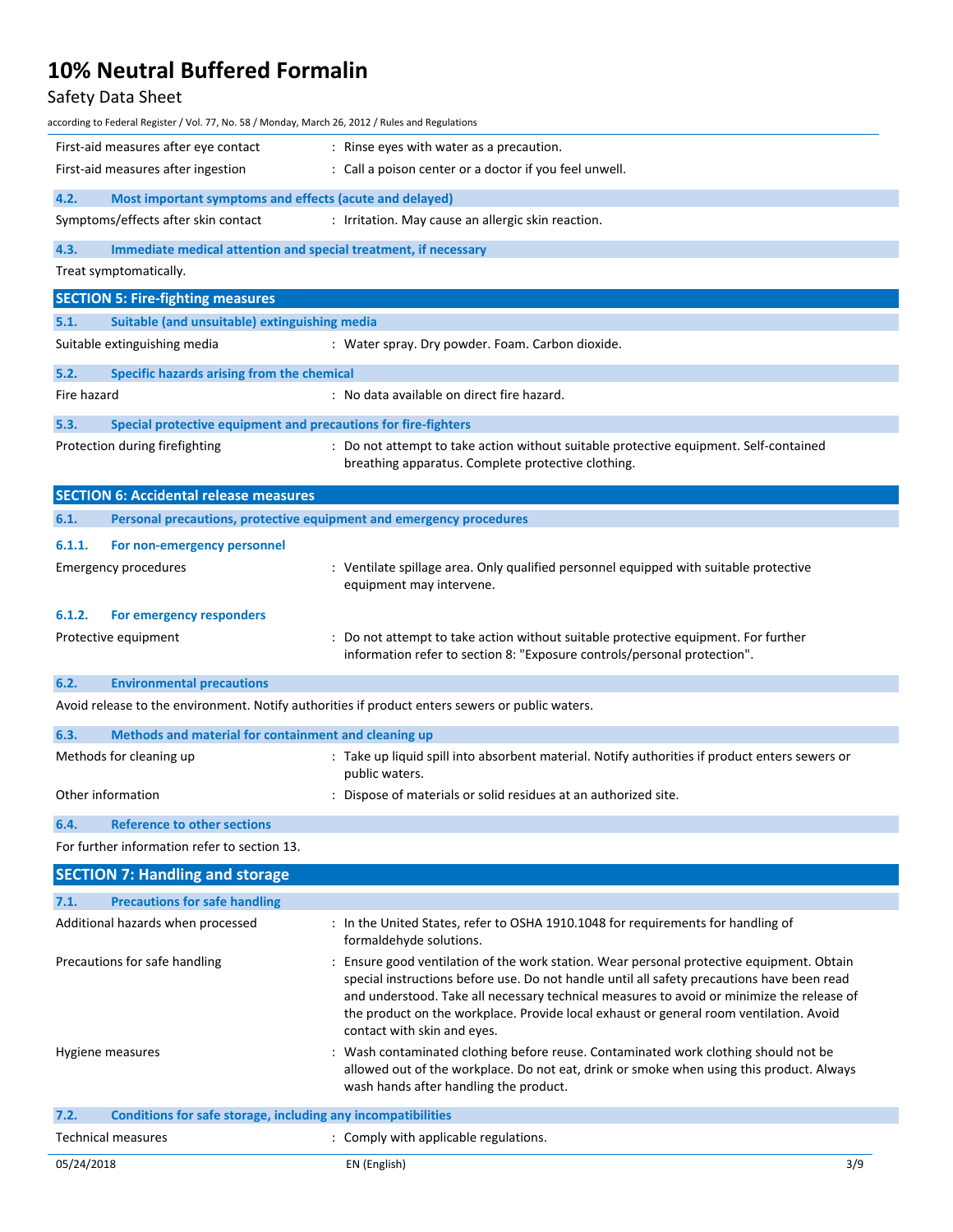First-aid measures after eye contact : Rinse eyes with water as a precaution.

First-aid measures after ingestion : Call a poison center or a doctor if you feel unwell.

### 4.2. Most important symptoms and effects (acute and delayed)

Symptoms/effects after skin contact : Irritation. May cause an allergic skin reaction.

### 4.3. Immediate medical attention and special treatment, if necessary

Treat symptomatically.

## SECTION 5: Fire-fighting measures

### 5.1. Suitable (and unsuitable) extinguishing media

Suitable extinguishing media : Water spray. Dry powder. Foam. Carbon dioxide.

### 5.2. Specific hazards arising from the chemical

Fire hazard : No data available on direct fire hazard.

### 5.3. Special protective equipment and precautions for fire-fighters

Protection during firefighting : Do not attempt to take action without suitable protective equipment. Self-contained breathing apparatus. Complete protective clothing.

## SECTION 6: Accidental release measures

### 6.1. Personal precautions, protective equipment and emergency procedures

#### 6.1.1. For non-emergency personnel

Emergency procedures : Ventilate spillage area. Only qualified personnel equipped with suitable protective equipment may intervene.

#### 6.1.2. For emergency responders

Protective equipment : Do not attempt to take action without suitable protective equipment. For further information refer to section 8: "Exposure controls/personal protection".

### 6.2. Environmental precautions

Avoid release to the environment. Notify authorities if product enters sewers or public waters.

### 6.3. Methods and material for containment and cleaning up

Methods for cleaning up : Take up liquid spill into absorbent material. Notify authorities if product enters sewers or public waters.

Other information : Dispose of materials or solid residues at an authorized site.

### 6.4. Reference to other sections

For further information refer to section 13.

## SECTION 7: Handling and storage

### 7.1. Precautions for safe handling

Additional hazards when processed : In the United States, refer to OSHA 1910.1048 for requirements for handling of formaldehyde solutions.

Precautions for safe handling : Ensure good ventilation of the work station. Wear personal protective equipment. Obtain special instructions before use. Do not handle until all safety precautions have been read and understood. Take all necessary technical measures to avoid or minimize the release of the product on the workplace. Provide local exhaust or general room ventilation. Avoid contact with skin and eyes.

Hygiene measures : Wash contaminated clothing before reuse. Contaminated work clothing should not be allowed out of the workplace. Do not eat, drink or smoke when using this product. Always wash hands after handling the product.

### 7.2. Conditions for safe storage, including any incompatibilities

Technical measures : Comply with applicable regulations.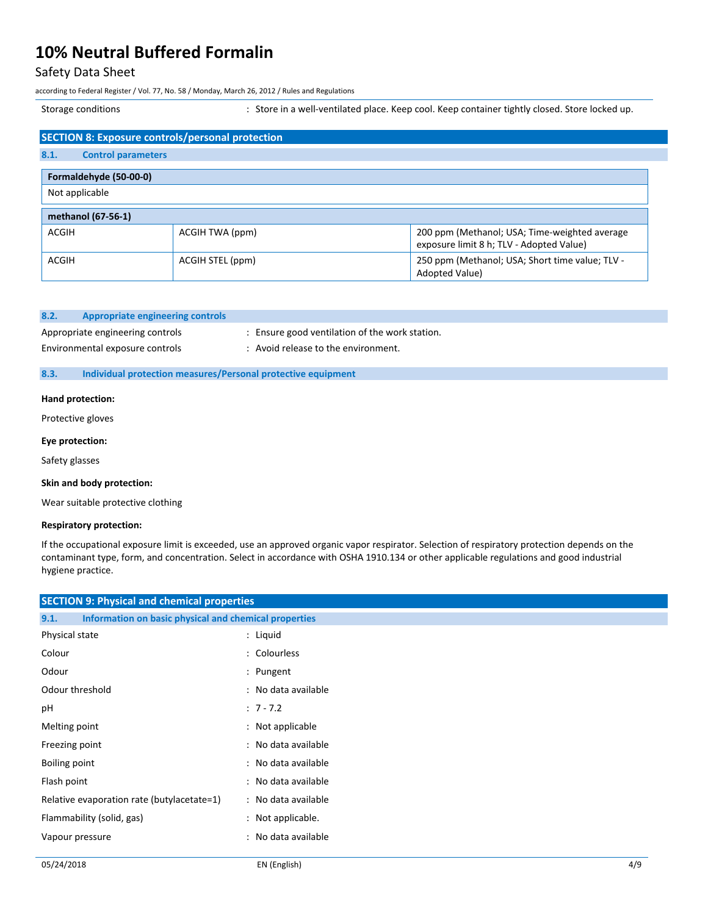| | |
|---|---|
| Storage conditions | : Store in a well-ventilated place. Keep cool. Keep container tightly closed. Store locked up. |

## SECTION 8: Exposure controls/personal protection

### 8.1. Control parameters

| Formaldehyde (50-00-0) |
|---|
| Not applicable |

| methanol (67-56-1) | | |
|---|---|---|
| ACGIH | ACGIH TWA (ppm) | 200 ppm (Methanol; USA; Time-weighted average exposure limit 8 h; TLV - Adopted Value) |
| ACGIH | ACGIH STEL (ppm) | 250 ppm (Methanol; USA; Short time value; TLV - Adopted Value) |

### 8.2. Appropriate engineering controls

| | |
|---|---|
| Appropriate engineering controls | : Ensure good ventilation of the work station. |
| Environmental exposure controls | : Avoid release to the environment. |

### 8.3. Individual protection measures/Personal protective equipment

**Hand protection:**

Protective gloves

**Eye protection:**

Safety glasses

**Skin and body protection:**

Wear suitable protective clothing

**Respiratory protection:**

If the occupational exposure limit is exceeded, use an approved organic vapor respirator. Selection of respiratory protection depends on the contaminant type, form, and concentration. Select in accordance with OSHA 1910.134 or other applicable regulations and good industrial hygiene practice.

## SECTION 9: Physical and chemical properties

### 9.1. Information on basic physical and chemical properties

| | |
|---|---|
| Physical state | : Liquid |
| Colour | : Colourless |
| Odour | : Pungent |
| Odour threshold | : No data available |
| pH | : 7 - 7.2 |
| Melting point | : Not applicable |
| Freezing point | : No data available |
| Boiling point | : No data available |
| Flash point | : No data available |
| Relative evaporation rate (butylacetate=1) | : No data available |
| Flammability (solid, gas) | : Not applicable. |
| Vapour pressure | : No data available |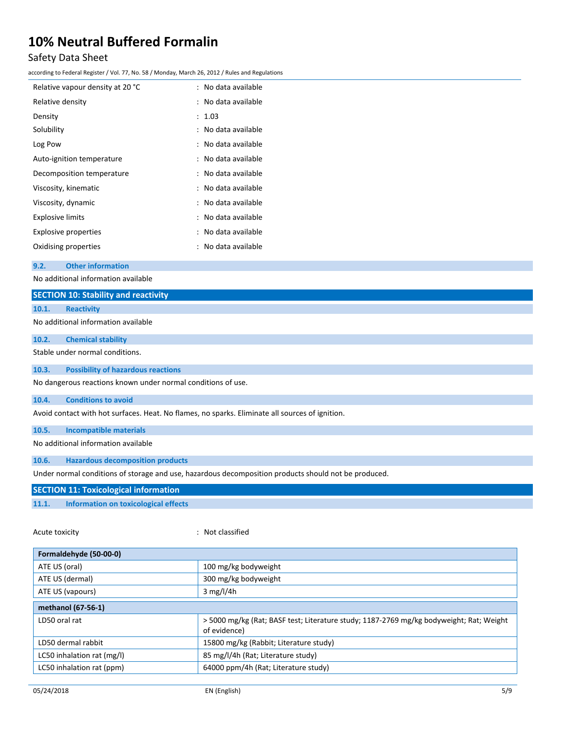| | |
|---|---|
| Relative vapour density at 20 °C | : No data available |
| Relative density | : No data available |
| Density | : 1.03 |
| Solubility | : No data available |
| Log Pow | : No data available |
| Auto-ignition temperature | : No data available |
| Decomposition temperature | : No data available |
| Viscosity, kinematic | : No data available |
| Viscosity, dynamic | : No data available |
| Explosive limits | : No data available |
| Explosive properties | : No data available |
| Oxidising properties | : No data available |

### 9.2. Other information

No additional information available

## SECTION 10: Stability and reactivity

### 10.1. Reactivity

No additional information available

### 10.2. Chemical stability

Stable under normal conditions.

### 10.3. Possibility of hazardous reactions

No dangerous reactions known under normal conditions of use.

### 10.4. Conditions to avoid

Avoid contact with hot surfaces. Heat. No flames, no sparks. Eliminate all sources of ignition.

### 10.5. Incompatible materials

No additional information available

### 10.6. Hazardous decomposition products

Under normal conditions of storage and use, hazardous decomposition products should not be produced.

## SECTION 11: Toxicological information

### 11.1. Information on toxicological effects

Acute toxicity : Not classified

| Formaldehyde (50-00-0) | |
|---|---|
| ATE US (oral) | 100 mg/kg bodyweight |
| ATE US (dermal) | 300 mg/kg bodyweight |
| ATE US (vapours) | 3 mg/l/4h |

| methanol (67-56-1) | |
|---|---|
| LD50 oral rat | > 5000 mg/kg (Rat; BASF test; Literature study; 1187-2769 mg/kg bodyweight; Rat; Weight of evidence) |
| LD50 dermal rabbit | 15800 mg/kg (Rabbit; Literature study) |
| LC50 inhalation rat (mg/l) | 85 mg/l/4h (Rat; Literature study) |
| LC50 inhalation rat (ppm) | 64000 ppm/4h (Rat; Literature study) |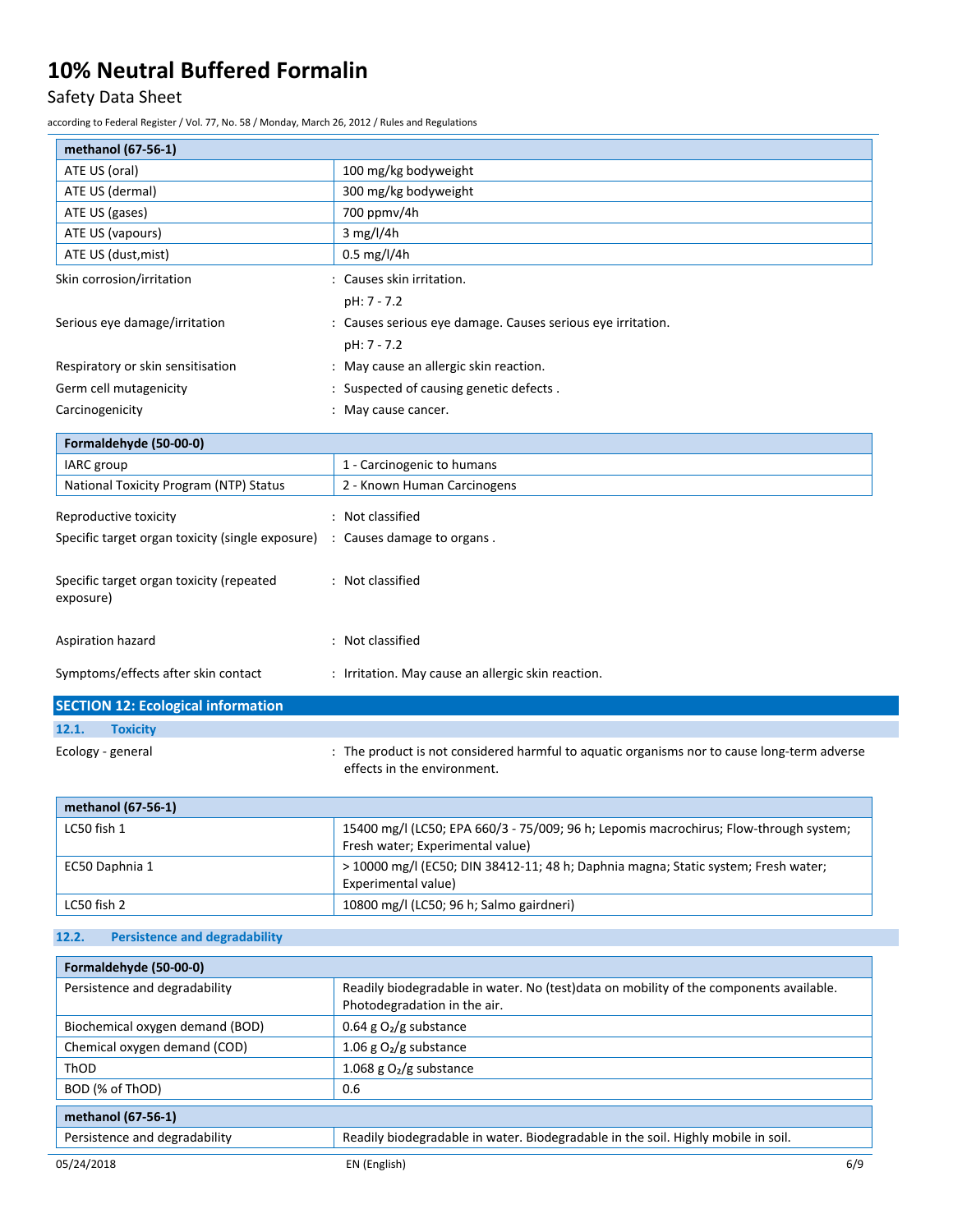| methanol (67-56-1) | |
|---|---|
| ATE US (oral) | 100 mg/kg bodyweight |
| ATE US (dermal) | 300 mg/kg bodyweight |
| ATE US (gases) | 700 ppmv/4h |
| ATE US (vapours) | 3 mg/l/4h |
| ATE US (dust,mist) | 0.5 mg/l/4h |

Skin corrosion/irritation : Causes skin irritation.

pH: 7 - 7.2

Serious eye damage/irritation : Causes serious eye damage. Causes serious eye irritation.

pH: 7 - 7.2

Respiratory or skin sensitisation : May cause an allergic skin reaction.

Germ cell mutagenicity : Suspected of causing genetic defects .

Carcinogenicity : May cause cancer.

| Formaldehyde (50-00-0) | |
|---|---|
| IARC group | 1 - Carcinogenic to humans |
| National Toxicity Program (NTP) Status | 2 - Known Human Carcinogens |

Reproductive toxicity : Not classified

Specific target organ toxicity (single exposure) : Causes damage to organs .

Specific target organ toxicity (repeated exposure) : Not classified

Aspiration hazard : Not classified

Symptoms/effects after skin contact : Irritation. May cause an allergic skin reaction.

## SECTION 12: Ecological information

### 12.1. Toxicity

Ecology - general : The product is not considered harmful to aquatic organisms nor to cause long-term adverse effects in the environment.

| methanol (67-56-1) | |
|---|---|
| LC50 fish 1 | 15400 mg/l (LC50; EPA 660/3 - 75/009; 96 h; Lepomis macrochirus; Flow-through system; Fresh water; Experimental value) |
| EC50 Daphnia 1 | > 10000 mg/l (EC50; DIN 38412-11; 48 h; Daphnia magna; Static system; Fresh water; Experimental value) |
| LC50 fish 2 | 10800 mg/l (LC50; 96 h; Salmo gairdneri) |

### 12.2. Persistence and degradability

| Formaldehyde (50-00-0) | |
|---|---|
| Persistence and degradability | Readily biodegradable in water. No (test)data on mobility of the components available. Photodegradation in the air. |
| Biochemical oxygen demand (BOD) | 0.64 g $O_2$/g substance |
| Chemical oxygen demand (COD) | 1.06 g $O_2$/g substance |
| ThOD | 1.068 g $O_2$/g substance |
| BOD (% of ThOD) | 0.6 |
| **methanol (67-56-1)** | |
| Persistence and degradability | Readily biodegradable in water. Biodegradable in the soil. Highly mobile in soil. |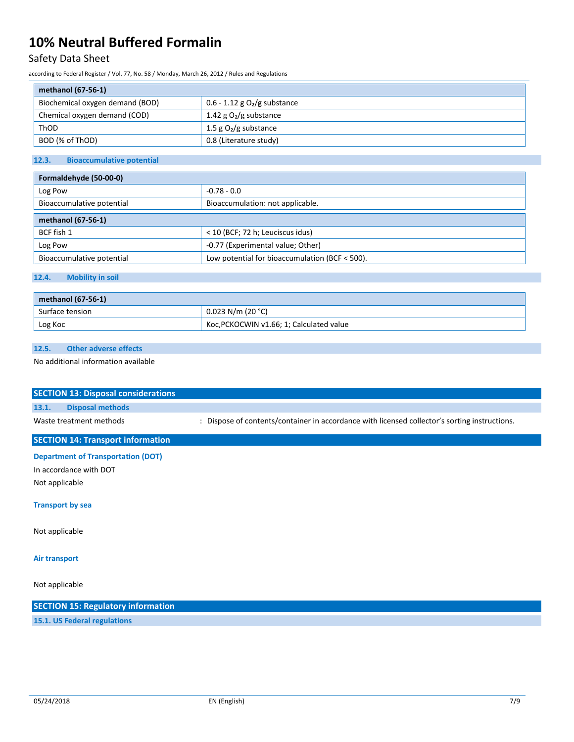| methanol (67-56-1) | |
|---|---|
| Biochemical oxygen demand (BOD) | 0.6 - 1.12 g $O_2$/g substance |
| Chemical oxygen demand (COD) | 1.42 g $O_2$/g substance |
| ThOD | 1.5 g $O_2$/g substance |
| BOD (% of ThOD) | 0.8 (Literature study) |

### 12.3. Bioaccumulative potential

| Formaldehyde (50-00-0) | |
|---|---|
| Log Pow | -0.78 - 0.0 |
| Bioaccumulative potential | Bioaccumulation: not applicable. |
| **methanol (67-56-1)** | |
| BCF fish 1 | < 10 (BCF; 72 h; Leuciscus idus) |
| Log Pow | -0.77 (Experimental value; Other) |
| Bioaccumulative potential | Low potential for bioaccumulation (BCF < 500). |

### 12.4. Mobility in soil

| methanol (67-56-1) | |
|---|---|
| Surface tension | 0.023 N/m (20 °C) |
| Log Koc | Koc,PCKOCWIN v1.66; 1; Calculated value |

### 12.5. Other adverse effects

No additional information available

## SECTION 13: Disposal considerations

### 13.1. Disposal methods

Waste treatment methods : Dispose of contents/container in accordance with licensed collector's sorting instructions.

## SECTION 14: Transport information

**Department of Transportation (DOT)**

In accordance with DOT

Not applicable

**Transport by sea**

Not applicable

**Air transport**

Not applicable

## SECTION 15: Regulatory information

### 15.1. US Federal regulations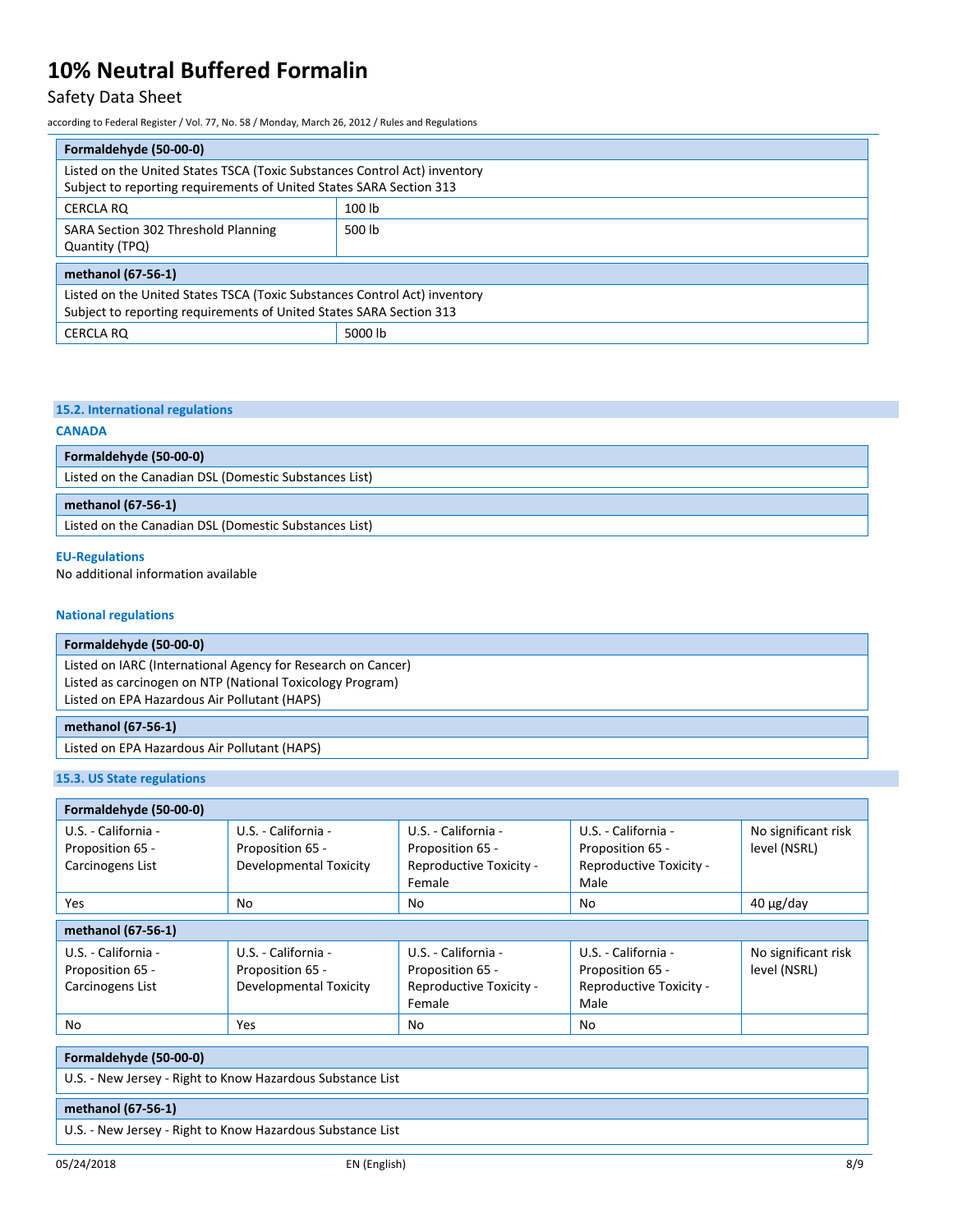| Formaldehyde (50-00-0) | |
|---|---|
| Listed on the United States TSCA (Toxic Substances Control Act) inventory<br>Subject to reporting requirements of United States SARA Section 313 | |
| CERCLA RQ | 100 lb |
| SARA Section 302 Threshold Planning Quantity (TPQ) | 500 lb |

| methanol (67-56-1) | |
|---|---|
| Listed on the United States TSCA (Toxic Substances Control Act) inventory<br>Subject to reporting requirements of United States SARA Section 313 | |
| CERCLA RQ | 5000 lb |

### 15.2. International regulations

**CANADA**

| Formaldehyde (50-00-0) |
|---|
| Listed on the Canadian DSL (Domestic Substances List) |

| methanol (67-56-1) |
|---|
| Listed on the Canadian DSL (Domestic Substances List) |

**EU-Regulations**

No additional information available

**National regulations**

| Formaldehyde (50-00-0) |
|---|
| Listed on IARC (International Agency for Research on Cancer)<br>Listed as carcinogen on NTP (National Toxicology Program)<br>Listed on EPA Hazardous Air Pollutant (HAPS) |

| methanol (67-56-1) |
|---|
| Listed on EPA Hazardous Air Pollutant (HAPS) |

### 15.3. US State regulations

| Formaldehyde (50-00-0) | | | | |
|---|---|---|---|---|
| U.S. - California - Proposition 65 - Carcinogens List | U.S. - California - Proposition 65 - Developmental Toxicity | U.S. - California - Proposition 65 - Reproductive Toxicity - Female | U.S. - California - Proposition 65 - Reproductive Toxicity - Male | No significant risk level (NSRL) |
| Yes | No | No | No | 40 µg/day |

| methanol (67-56-1) | | | | |
|---|---|---|---|---|
| U.S. - California - Proposition 65 - Carcinogens List | U.S. - California - Proposition 65 - Developmental Toxicity | U.S. - California - Proposition 65 - Reproductive Toxicity - Female | U.S. - California - Proposition 65 - Reproductive Toxicity - Male | No significant risk level (NSRL) |
| No | Yes | No | No | |

| Formaldehyde (50-00-0) |
|---|
| U.S. - New Jersey - Right to Know Hazardous Substance List |

| methanol (67-56-1) |
|---|
| U.S. - New Jersey - Right to Know Hazardous Substance List |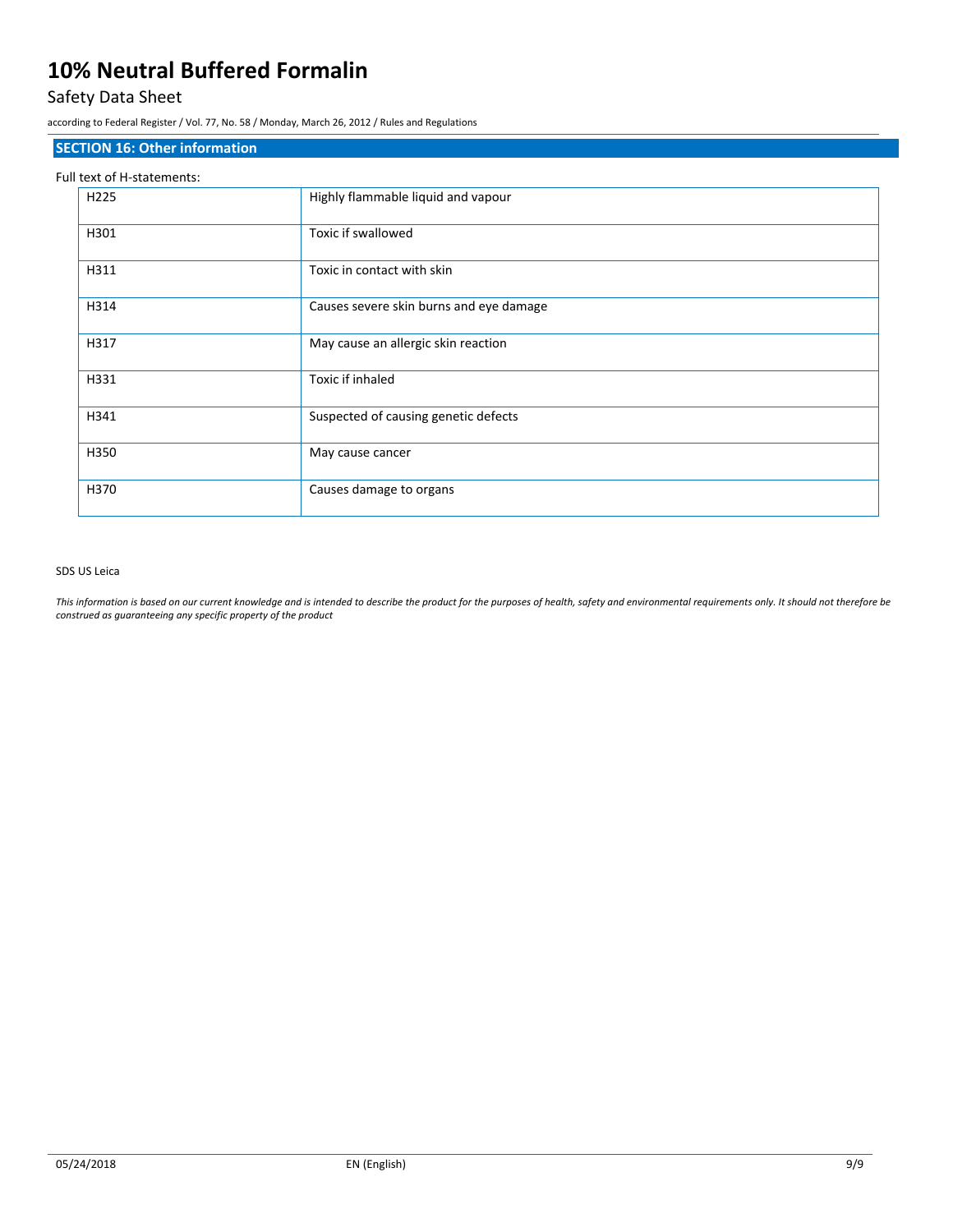## SECTION 16: Other information

Full text of H-statements:

| | |
|---|---|
| H225 | Highly flammable liquid and vapour |
| H301 | Toxic if swallowed |
| H311 | Toxic in contact with skin |
| H314 | Causes severe skin burns and eye damage |
| H317 | May cause an allergic skin reaction |
| H331 | Toxic if inhaled |
| H341 | Suspected of causing genetic defects |
| H350 | May cause cancer |
| H370 | Causes damage to organs |

SDS US Leica

*This information is based on our current knowledge and is intended to describe the product for the purposes of health, safety and environmental requirements only. It should not therefore be construed as guaranteeing any specific property of the product*